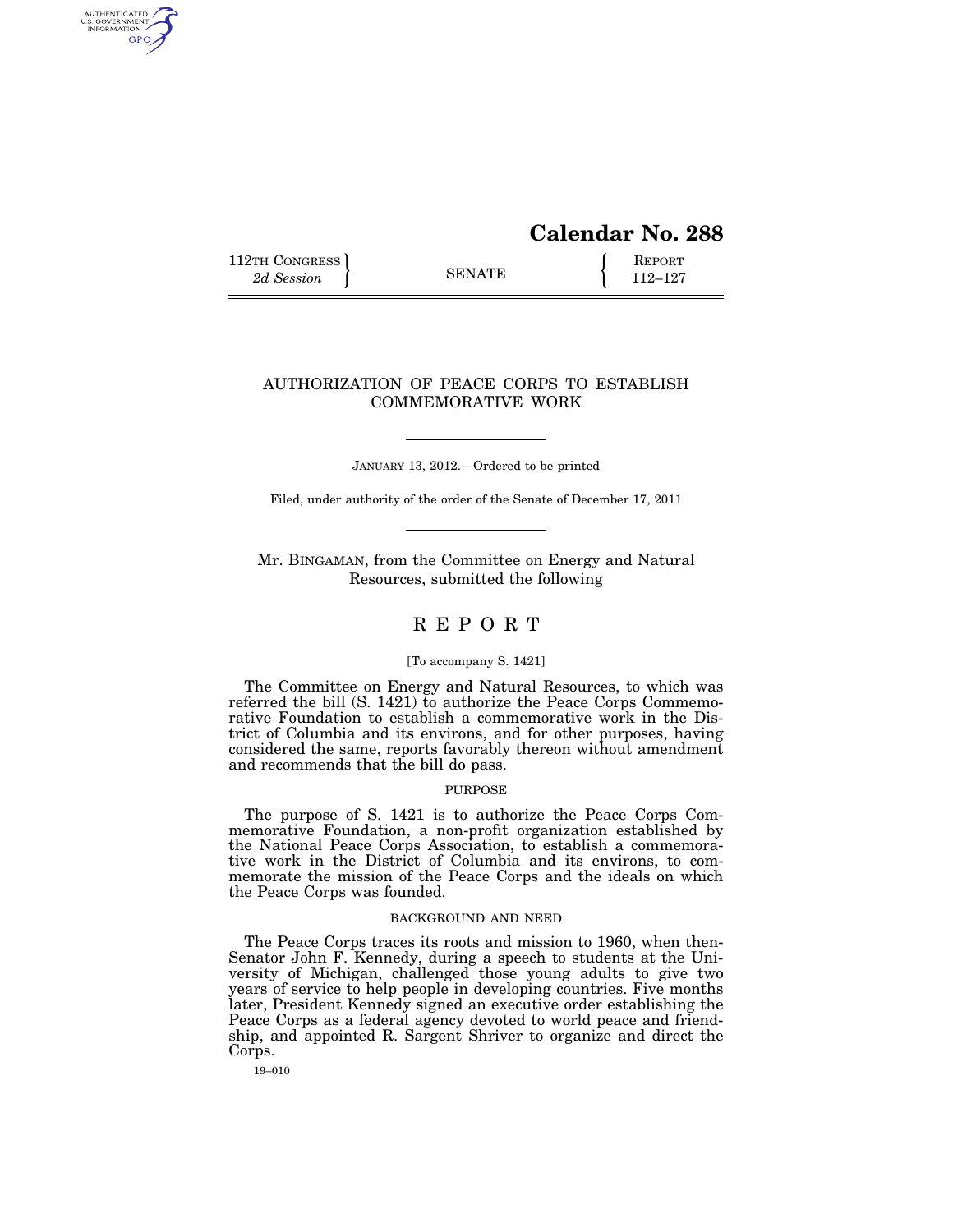# Calendar No. 288

112TH CONGRESS
*2d Session*

SENATE

REPORT
112–127

## AUTHORIZATION OF PEACE CORPS TO ESTABLISH COMMEMORATIVE WORK

JANUARY 13, 2012.—Ordered to be printed

Filed, under authority of the order of the Senate of December 17, 2011

Mr. BINGAMAN, from the Committee on Energy and Natural Resources, submitted the following

## R E P O R T

[To accompany S. 1421]

The Committee on Energy and Natural Resources, to which was referred the bill (S. 1421) to authorize the Peace Corps Commemorative Foundation to establish a commemorative work in the District of Columbia and its environs, and for other purposes, having considered the same, reports favorably thereon without amendment and recommends that the bill do pass.

### PURPOSE

The purpose of S. 1421 is to authorize the Peace Corps Commemorative Foundation, a non-profit organization established by the National Peace Corps Association, to establish a commemorative work in the District of Columbia and its environs, to commemorate the mission of the Peace Corps and the ideals on which the Peace Corps was founded.

### BACKGROUND AND NEED

The Peace Corps traces its roots and mission to 1960, when then-Senator John F. Kennedy, during a speech to students at the University of Michigan, challenged those young adults to give two years of service to help people in developing countries. Five months later, President Kennedy signed an executive order establishing the Peace Corps as a federal agency devoted to world peace and friendship, and appointed R. Sargent Shriver to organize and direct the Corps.

19–010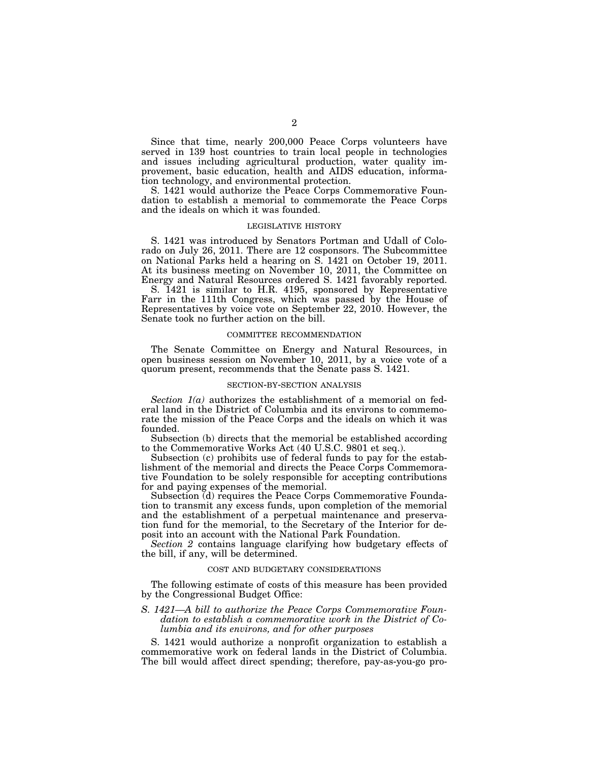Since that time, nearly 200,000 Peace Corps volunteers have served in 139 host countries to train local people in technologies and issues including agricultural production, water quality improvement, basic education, health and AIDS education, information technology, and environmental protection.

S. 1421 would authorize the Peace Corps Commemorative Foundation to establish a memorial to commemorate the Peace Corps and the ideals on which it was founded.

## LEGISLATIVE HISTORY

S. 1421 was introduced by Senators Portman and Udall of Colorado on July 26, 2011. There are 12 cosponsors. The Subcommittee on National Parks held a hearing on S. 1421 on October 19, 2011. At its business meeting on November 10, 2011, the Committee on Energy and Natural Resources ordered S. 1421 favorably reported.

S. 1421 is similar to H.R. 4195, sponsored by Representative Farr in the 111th Congress, which was passed by the House of Representatives by voice vote on September 22, 2010. However, the Senate took no further action on the bill.

## COMMITTEE RECOMMENDATION

The Senate Committee on Energy and Natural Resources, in open business session on November 10, 2011, by a voice vote of a quorum present, recommends that the Senate pass S. 1421.

## SECTION-BY-SECTION ANALYSIS

*Section 1(a)* authorizes the establishment of a memorial on federal land in the District of Columbia and its environs to commemorate the mission of the Peace Corps and the ideals on which it was founded.

Subsection (b) directs that the memorial be established according to the Commemorative Works Act (40 U.S.C. 9801 et seq.).

Subsection (c) prohibits use of federal funds to pay for the establishment of the memorial and directs the Peace Corps Commemorative Foundation to be solely responsible for accepting contributions for and paying expenses of the memorial.

Subsection (d) requires the Peace Corps Commemorative Foundation to transmit any excess funds, upon completion of the memorial and the establishment of a perpetual maintenance and preservation fund for the memorial, to the Secretary of the Interior for deposit into an account with the National Park Foundation.

*Section 2* contains language clarifying how budgetary effects of the bill, if any, will be determined.

## COST AND BUDGETARY CONSIDERATIONS

The following estimate of costs of this measure has been provided by the Congressional Budget Office:

*S. 1421—A bill to authorize the Peace Corps Commemorative Foundation to establish a commemorative work in the District of Columbia and its environs, and for other purposes*

S. 1421 would authorize a nonprofit organization to establish a commemorative work on federal lands in the District of Columbia. The bill would affect direct spending; therefore, pay-as-you-go pro-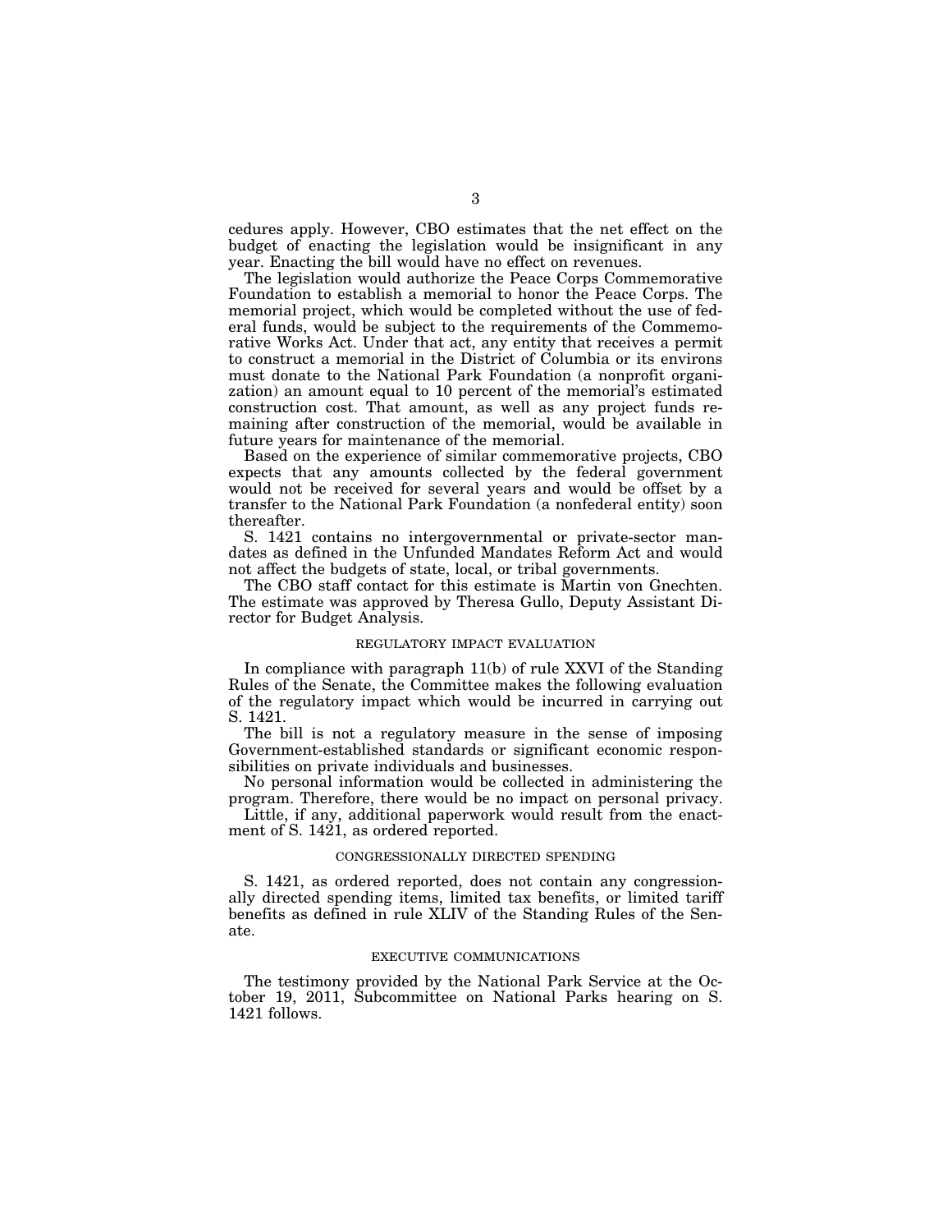cedures apply. However, CBO estimates that the net effect on the budget of enacting the legislation would be insignificant in any year. Enacting the bill would have no effect on revenues.

The legislation would authorize the Peace Corps Commemorative Foundation to establish a memorial to honor the Peace Corps. The memorial project, which would be completed without the use of federal funds, would be subject to the requirements of the Commemorative Works Act. Under that act, any entity that receives a permit to construct a memorial in the District of Columbia or its environs must donate to the National Park Foundation (a nonprofit organization) an amount equal to 10 percent of the memorial's estimated construction cost. That amount, as well as any project funds remaining after construction of the memorial, would be available in future years for maintenance of the memorial.

Based on the experience of similar commemorative projects, CBO expects that any amounts collected by the federal government would not be received for several years and would be offset by a transfer to the National Park Foundation (a nonfederal entity) soon thereafter.

S. 1421 contains no intergovernmental or private-sector mandates as defined in the Unfunded Mandates Reform Act and would not affect the budgets of state, local, or tribal governments.

The CBO staff contact for this estimate is Martin von Gnechten. The estimate was approved by Theresa Gullo, Deputy Assistant Director for Budget Analysis.

## REGULATORY IMPACT EVALUATION

In compliance with paragraph 11(b) of rule XXVI of the Standing Rules of the Senate, the Committee makes the following evaluation of the regulatory impact which would be incurred in carrying out S. 1421.

The bill is not a regulatory measure in the sense of imposing Government-established standards or significant economic responsibilities on private individuals and businesses.

No personal information would be collected in administering the program. Therefore, there would be no impact on personal privacy.

Little, if any, additional paperwork would result from the enactment of S. 1421, as ordered reported.

## CONGRESSIONALLY DIRECTED SPENDING

S. 1421, as ordered reported, does not contain any congressionally directed spending items, limited tax benefits, or limited tariff benefits as defined in rule XLIV of the Standing Rules of the Senate.

## EXECUTIVE COMMUNICATIONS

The testimony provided by the National Park Service at the October 19, 2011, Subcommittee on National Parks hearing on S. 1421 follows.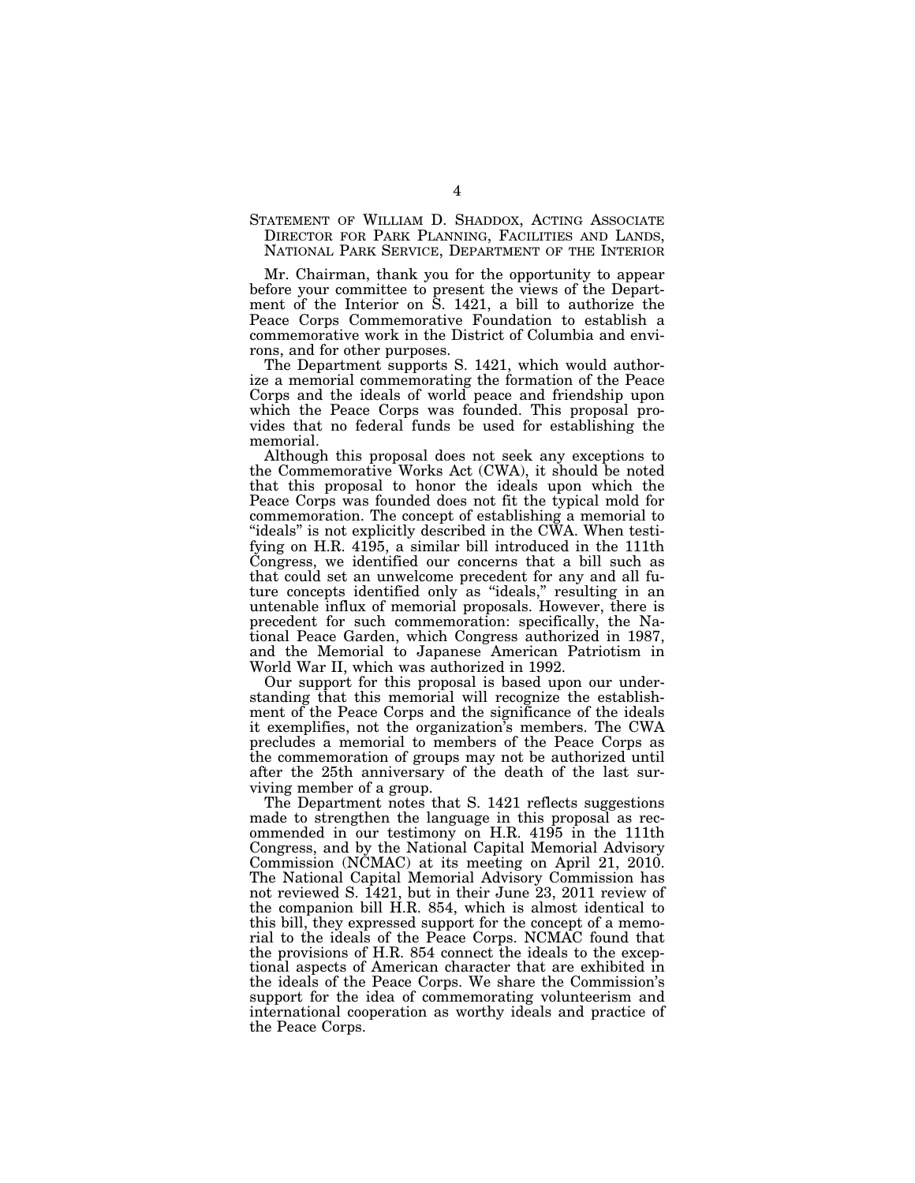STATEMENT OF WILLIAM D. SHADDOX, ACTING ASSOCIATE DIRECTOR FOR PARK PLANNING, FACILITIES AND LANDS, NATIONAL PARK SERVICE, DEPARTMENT OF THE INTERIOR

Mr. Chairman, thank you for the opportunity to appear before your committee to present the views of the Department of the Interior on S. 1421, a bill to authorize the Peace Corps Commemorative Foundation to establish a commemorative work in the District of Columbia and environs, and for other purposes.

The Department supports S. 1421, which would authorize a memorial commemorating the formation of the Peace Corps and the ideals of world peace and friendship upon which the Peace Corps was founded. This proposal provides that no federal funds be used for establishing the memorial.

Although this proposal does not seek any exceptions to the Commemorative Works Act (CWA), it should be noted that this proposal to honor the ideals upon which the Peace Corps was founded does not fit the typical mold for commemoration. The concept of establishing a memorial to "ideals" is not explicitly described in the CWA. When testifying on H.R. 4195, a similar bill introduced in the 111th Congress, we identified our concerns that a bill such as that could set an unwelcome precedent for any and all future concepts identified only as "ideals," resulting in an untenable influx of memorial proposals. However, there is precedent for such commemoration: specifically, the National Peace Garden, which Congress authorized in 1987, and the Memorial to Japanese American Patriotism in World War II, which was authorized in 1992.

Our support for this proposal is based upon our understanding that this memorial will recognize the establishment of the Peace Corps and the significance of the ideals it exemplifies, not the organization's members. The CWA precludes a memorial to members of the Peace Corps as the commemoration of groups may not be authorized until after the 25th anniversary of the death of the last surviving member of a group.

The Department notes that S. 1421 reflects suggestions made to strengthen the language in this proposal as recommended in our testimony on H.R. 4195 in the 111th Congress, and by the National Capital Memorial Advisory Commission (NCMAC) at its meeting on April 21, 2010. The National Capital Memorial Advisory Commission has not reviewed S. 1421, but in their June 23, 2011 review of the companion bill H.R. 854, which is almost identical to this bill, they expressed support for the concept of a memorial to the ideals of the Peace Corps. NCMAC found that the provisions of H.R. 854 connect the ideals to the exceptional aspects of American character that are exhibited in the ideals of the Peace Corps. We share the Commission's support for the idea of commemorating volunteerism and international cooperation as worthy ideals and practice of the Peace Corps.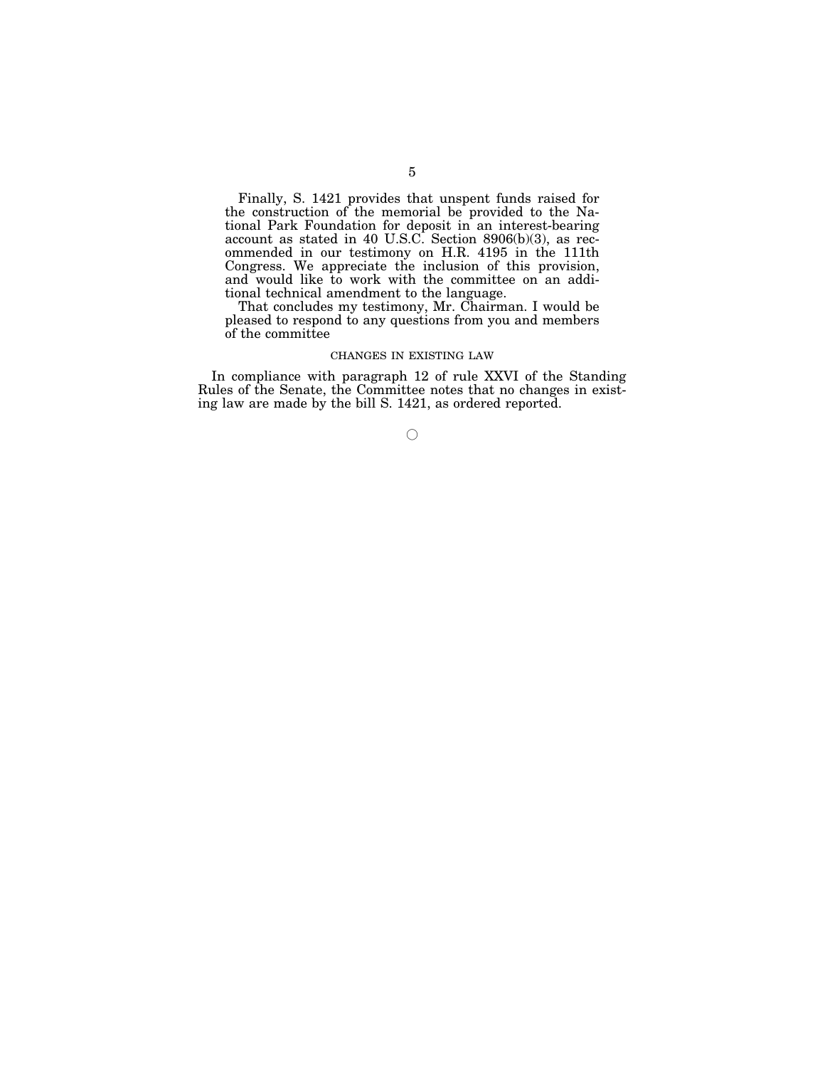Finally, S. 1421 provides that unspent funds raised for the construction of the memorial be provided to the National Park Foundation for deposit in an interest-bearing account as stated in 40 U.S.C. Section 8906(b)(3), as recommended in our testimony on H.R. 4195 in the 111th Congress. We appreciate the inclusion of this provision, and would like to work with the committee on an additional technical amendment to the language.

That concludes my testimony, Mr. Chairman. I would be pleased to respond to any questions from you and members of the committee

## CHANGES IN EXISTING LAW

In compliance with paragraph 12 of rule XXVI of the Standing Rules of the Senate, the Committee notes that no changes in existing law are made by the bill S. 1421, as ordered reported.

○